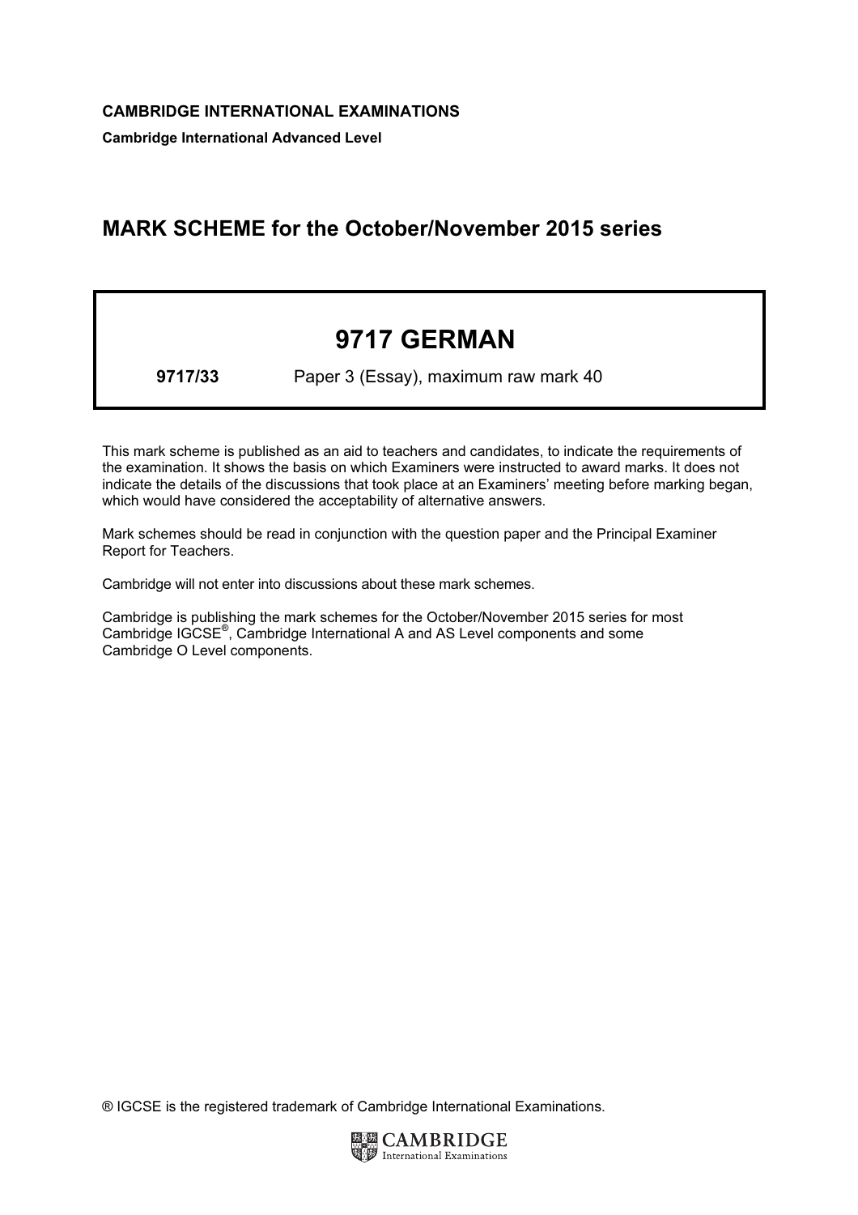**CAMBRIDGE INTERNATIONAL EXAMINATIONS**

**Cambridge International Advanced Level**

# MARK SCHEME for the October/November 2015 series

# 9717 GERMAN

**9717/33** Paper 3 (Essay), maximum raw mark 40

This mark scheme is published as an aid to teachers and candidates, to indicate the requirements of the examination. It shows the basis on which Examiners were instructed to award marks. It does not indicate the details of the discussions that took place at an Examiners' meeting before marking began, which would have considered the acceptability of alternative answers.

Mark schemes should be read in conjunction with the question paper and the Principal Examiner Report for Teachers.

Cambridge will not enter into discussions about these mark schemes.

Cambridge is publishing the mark schemes for the October/November 2015 series for most Cambridge IGCSE®, Cambridge International A and AS Level components and some Cambridge O Level components.

® IGCSE is the registered trademark of Cambridge International Examinations.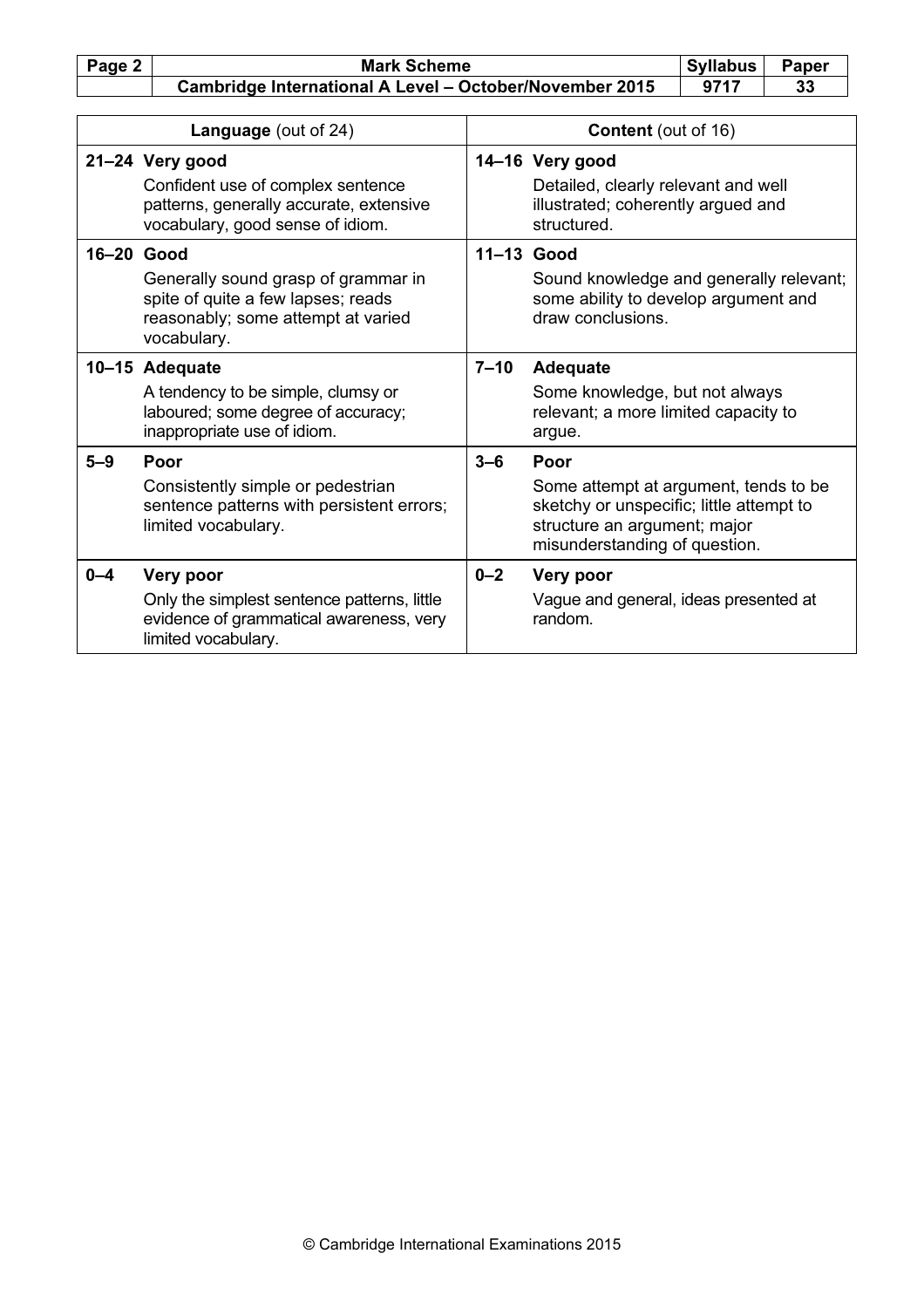| Language (out of 24) | | Content (out of 16) | |
|---|---|---|---|
| **21–24** | **Very good**<br>Confident use of complex sentence patterns, generally accurate, extensive vocabulary, good sense of idiom. | **14–16** | **Very good**<br>Detailed, clearly relevant and well illustrated; coherently argued and structured. |
| **16–20** | **Good**<br>Generally sound grasp of grammar in spite of quite a few lapses; reads reasonably; some attempt at varied vocabulary. | **11–13** | **Good**<br>Sound knowledge and generally relevant; some ability to develop argument and draw conclusions. |
| **10–15** | **Adequate**<br>A tendency to be simple, clumsy or laboured; some degree of accuracy; inappropriate use of idiom. | **7–10** | **Adequate**<br>Some knowledge, but not always relevant; a more limited capacity to argue. |
| **5–9** | **Poor**<br>Consistently simple or pedestrian sentence patterns with persistent errors; limited vocabulary. | **3–6** | **Poor**<br>Some attempt at argument, tends to be sketchy or unspecific; little attempt to structure an argument; major misunderstanding of question. |
| **0–4** | **Very poor**<br>Only the simplest sentence patterns, little evidence of grammatical awareness, very limited vocabulary. | **0–2** | **Very poor**<br>Vague and general, ideas presented at random. |